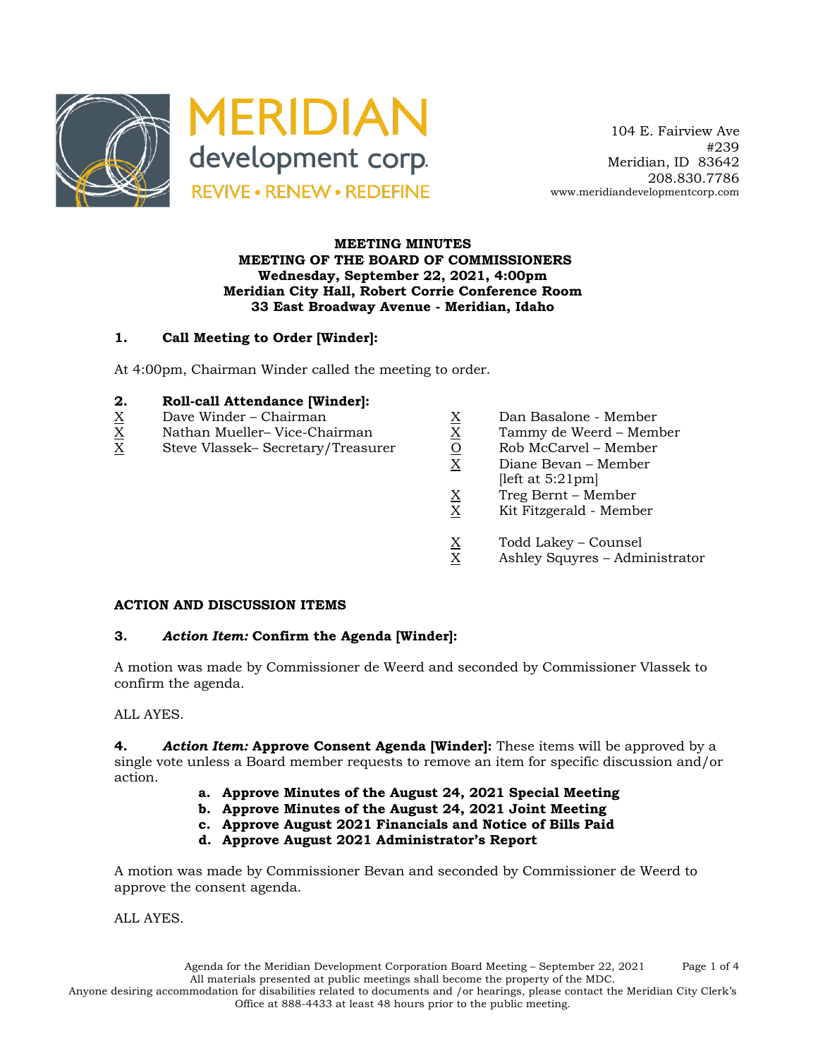MERIDIAN development corp.
REVIVE • RENEW • REDEFINE

104 E. Fairview Ave
#239
Meridian, ID 83642
208.830.7786
www.meridiandevelopmentcorp.com

**MEETING MINUTES**
**MEETING OF THE BOARD OF COMMISSIONERS**
**Wednesday, September 22, 2021, 4:00pm**
**Meridian City Hall, Robert Corrie Conference Room**
**33 East Broadway Avenue - Meridian, Idaho**

## 1. Call Meeting to Order [Winder]:

At 4:00pm, Chairman Winder called the meeting to order.

## 2. Roll-call Attendance [Winder]:

X Dave Winder – Chairman
X Nathan Mueller– Vice-Chairman
X Steve Vlassek– Secretary/Treasurer

X Dan Basalone - Member
X Tammy de Weerd – Member
O Rob McCarvel – Member
X Diane Bevan – Member [left at 5:21pm]
X Treg Bernt – Member
X Kit Fitzgerald - Member

X Todd Lakey – Counsel
X Ashley Squyres – Administrator

## ACTION AND DISCUSSION ITEMS

## 3. *Action Item:* Confirm the Agenda [Winder]:

A motion was made by Commissioner de Weerd and seconded by Commissioner Vlassek to confirm the agenda.

ALL AYES.

**4. *Action Item:* Approve Consent Agenda [Winder]:** These items will be approved by a single vote unless a Board member requests to remove an item for specific discussion and/or action.

- **a. Approve Minutes of the August 24, 2021 Special Meeting**
- **b. Approve Minutes of the August 24, 2021 Joint Meeting**
- **c. Approve August 2021 Financials and Notice of Bills Paid**
- **d. Approve August 2021 Administrator's Report**

A motion was made by Commissioner Bevan and seconded by Commissioner de Weerd to approve the consent agenda.

ALL AYES.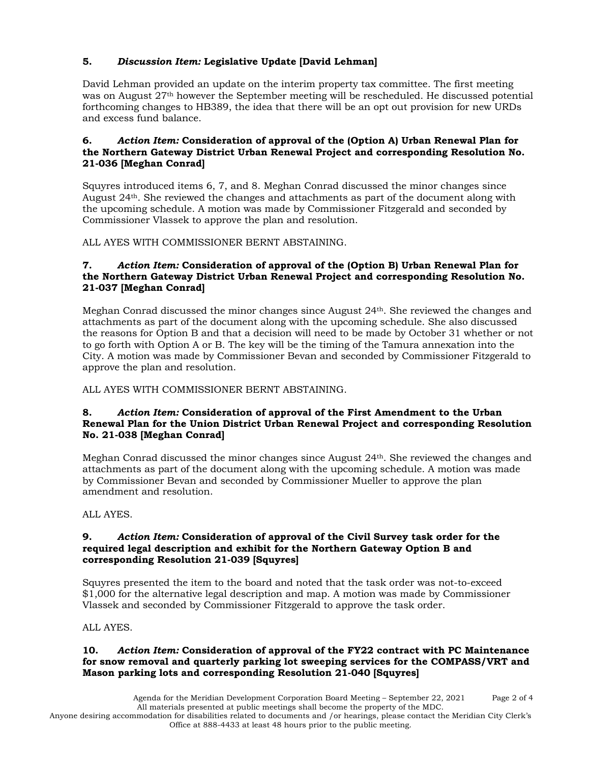**5.** ***Discussion Item:*** **Legislative Update [David Lehman]**

David Lehman provided an update on the interim property tax committee. The first meeting was on August 27th however the September meeting will be rescheduled. He discussed potential forthcoming changes to HB389, the idea that there will be an opt out provision for new URDs and excess fund balance.

**6.** ***Action Item:*** **Consideration of approval of the (Option A) Urban Renewal Plan for the Northern Gateway District Urban Renewal Project and corresponding Resolution No. 21-036 [Meghan Conrad]**

Squyres introduced items 6, 7, and 8. Meghan Conrad discussed the minor changes since August 24th. She reviewed the changes and attachments as part of the document along with the upcoming schedule. A motion was made by Commissioner Fitzgerald and seconded by Commissioner Vlassek to approve the plan and resolution.

ALL AYES WITH COMMISSIONER BERNT ABSTAINING.

**7.** ***Action Item:*** **Consideration of approval of the (Option B) Urban Renewal Plan for the Northern Gateway District Urban Renewal Project and corresponding Resolution No. 21-037 [Meghan Conrad]**

Meghan Conrad discussed the minor changes since August 24th. She reviewed the changes and attachments as part of the document along with the upcoming schedule. She also discussed the reasons for Option B and that a decision will need to be made by October 31 whether or not to go forth with Option A or B. The key will be the timing of the Tamura annexation into the City. A motion was made by Commissioner Bevan and seconded by Commissioner Fitzgerald to approve the plan and resolution.

ALL AYES WITH COMMISSIONER BERNT ABSTAINING.

**8.** ***Action Item:*** **Consideration of approval of the First Amendment to the Urban Renewal Plan for the Union District Urban Renewal Project and corresponding Resolution No. 21-038 [Meghan Conrad]**

Meghan Conrad discussed the minor changes since August 24th. She reviewed the changes and attachments as part of the document along with the upcoming schedule. A motion was made by Commissioner Bevan and seconded by Commissioner Mueller to approve the plan amendment and resolution.

ALL AYES.

**9.** ***Action Item:*** **Consideration of approval of the Civil Survey task order for the required legal description and exhibit for the Northern Gateway Option B and corresponding Resolution 21-039 [Squyres]**

Squyres presented the item to the board and noted that the task order was not-to-exceed $1,000 for the alternative legal description and map. A motion was made by Commissioner Vlassek and seconded by Commissioner Fitzgerald to approve the task order.

ALL AYES.

**10.** ***Action Item:*** **Consideration of approval of the FY22 contract with PC Maintenance for snow removal and quarterly parking lot sweeping services for the COMPASS/VRT and Mason parking lots and corresponding Resolution 21-040 [Squyres]**

Agenda for the Meridian Development Corporation Board Meeting – September 22, 2021
All materials presented at public meetings shall become the property of the MDC.
Anyone desiring accommodation for disabilities related to documents and /or hearings, please contact the Meridian City Clerk's Office at 888-4433 at least 48 hours prior to the public meeting.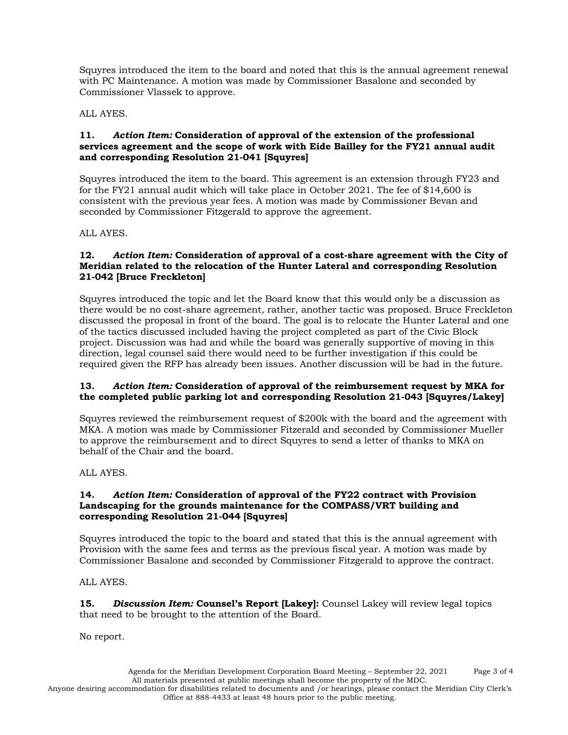Squyres introduced the item to the board and noted that this is the annual agreement renewal with PC Maintenance. A motion was made by Commissioner Basalone and seconded by Commissioner Vlassek to approve.

ALL AYES.

**11. *Action Item:* Consideration of approval of the extension of the professional services agreement and the scope of work with Eide Bailley for the FY21 annual audit and corresponding Resolution 21-041 [Squyres]**

Squyres introduced the item to the board. This agreement is an extension through FY23 and for the FY21 annual audit which will take place in October 2021. The fee of $14,600 is consistent with the previous year fees. A motion was made by Commissioner Bevan and seconded by Commissioner Fitzgerald to approve the agreement.

ALL AYES.

**12. *Action Item:* Consideration of approval of a cost-share agreement with the City of Meridian related to the relocation of the Hunter Lateral and corresponding Resolution 21-042 [Bruce Freckleton]**

Squyres introduced the topic and let the Board know that this would only be a discussion as there would be no cost-share agreement, rather, another tactic was proposed. Bruce Freckleton discussed the proposal in front of the board. The goal is to relocate the Hunter Lateral and one of the tactics discussed included having the project completed as part of the Civic Block project. Discussion was had and while the board was generally supportive of moving in this direction, legal counsel said there would need to be further investigation if this could be required given the RFP has already been issues. Another discussion will be had in the future.

**13. *Action Item:* Consideration of approval of the reimbursement request by MKA for the completed public parking lot and corresponding Resolution 21-043 [Squyres/Lakey]**

Squyres reviewed the reimbursement request of $200k with the board and the agreement with MKA. A motion was made by Commissioner Fitzerald and seconded by Commissioner Mueller to approve the reimbursement and to direct Squyres to send a letter of thanks to MKA on behalf of the Chair and the board.

ALL AYES.

**14. *Action Item:* Consideration of approval of the FY22 contract with Provision Landscaping for the grounds maintenance for the COMPASS/VRT building and corresponding Resolution 21-044 [Squyres]**

Squyres introduced the topic to the board and stated that this is the annual agreement with Provision with the same fees and terms as the previous fiscal year. A motion was made by Commissioner Basalone and seconded by Commissioner Fitzgerald to approve the contract.

ALL AYES.

**15. *Discussion Item:* Counsel's Report [Lakey]:** Counsel Lakey will review legal topics that need to be brought to the attention of the Board.

No report.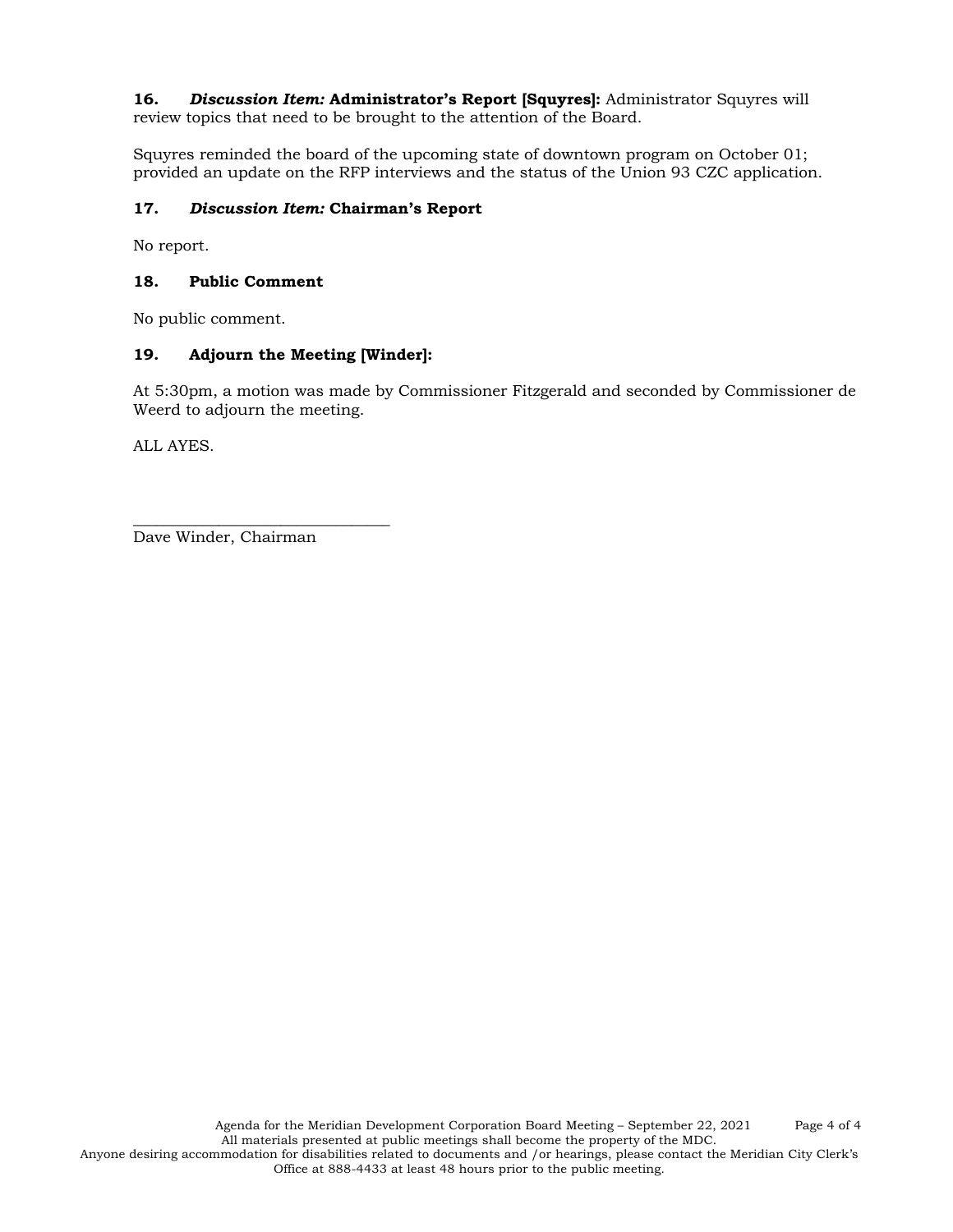**16.** ***Discussion Item:*** **Administrator's Report [Squyres]:** Administrator Squyres will review topics that need to be brought to the attention of the Board.

Squyres reminded the board of the upcoming state of downtown program on October 01; provided an update on the RFP interviews and the status of the Union 93 CZC application.

**17.** ***Discussion Item:*** **Chairman's Report**

No report.

**18. Public Comment**

No public comment.

**19. Adjourn the Meeting [Winder]:**

At 5:30pm, a motion was made by Commissioner Fitzgerald and seconded by Commissioner de Weerd to adjourn the meeting.

ALL AYES.

_______________________________
Dave Winder, Chairman

All materials presented at public meetings shall become the property of the MDC.
Anyone desiring accommodation for disabilities related to documents and /or hearings, please contact the Meridian City Clerk's Office at 888-4433 at least 48 hours prior to the public meeting.